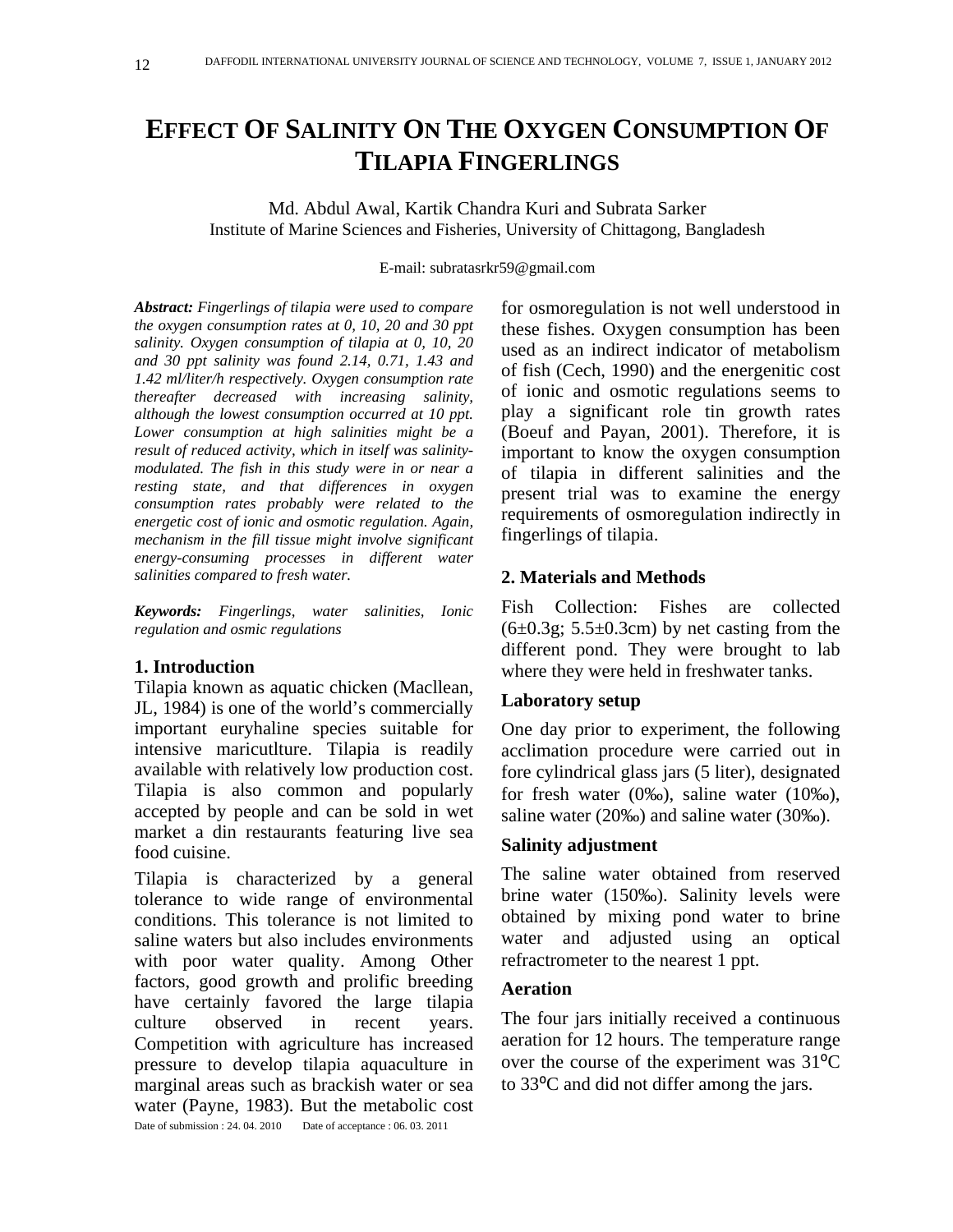# EFFECT OF SALINITY ON THE OXYGEN CONSUMPTION OF TILAPIA FINGERLINGS

Md. Abdul Awal, Kartik Chandra Kuri and Subrata Sarker
Institute of Marine Sciences and Fisheries, University of Chittagong, Bangladesh

E-mail: subratasrkr59@gmail.com

***Abstract:*** *Fingerlings of tilapia were used to compare the oxygen consumption rates at 0, 10, 20 and 30 ppt salinity. Oxygen consumption of tilapia at 0, 10, 20 and 30 ppt salinity was found 2.14, 0.71, 1.43 and 1.42 ml/liter/h respectively. Oxygen consumption rate thereafter decreased with increasing salinity, although the lowest consumption occurred at 10 ppt. Lower consumption at high salinities might be a result of reduced activity, which in itself was salinity-modulated. The fish in this study were in or near a resting state, and that differences in oxygen consumption rates probably were related to the energetic cost of ionic and osmotic regulation. Again, mechanism in the fill tissue might involve significant energy-consuming processes in different water salinities compared to fresh water.*

***Keywords:*** *Fingerlings, water salinities, Ionic regulation and osmic regulations*

## 1. Introduction

Tilapia known as aquatic chicken (Macllean, JL, 1984) is one of the world's commercially important euryhaline species suitable for intensive maricutlture. Tilapia is readily available with relatively low production cost. Tilapia is also common and popularly accepted by people and can be sold in wet market a din restaurants featuring live sea food cuisine.

Tilapia is characterized by a general tolerance to wide range of environmental conditions. This tolerance is not limited to saline waters but also includes environments with poor water quality. Among Other factors, good growth and prolific breeding have certainly favored the large tilapia culture observed in recent years. Competition with agriculture has increased pressure to develop tilapia aquaculture in marginal areas such as brackish water or sea water (Payne, 1983). But the metabolic cost for osmoregulation is not well understood in these fishes. Oxygen consumption has been used as an indirect indicator of metabolism of fish (Cech, 1990) and the energenitic cost of ionic and osmotic regulations seems to play a significant role tin growth rates (Boeuf and Payan, 2001). Therefore, it is important to know the oxygen consumption of tilapia in different salinities and the present trial was to examine the energy requirements of osmoregulation indirectly in fingerlings of tilapia.

Date of submission : 24. 04. 2010 Date of acceptance : 06. 03. 2011

## 2. Materials and Methods

Fish Collection: Fishes are collected (6±0.3g; 5.5±0.3cm) by net casting from the different pond. They were brought to lab where they were held in freshwater tanks.

### Laboratory setup

One day prior to experiment, the following acclimation procedure were carried out in fore cylindrical glass jars (5 liter), designated for fresh water (0‰), saline water (10‰), saline water (20‰) and saline water (30‰).

### Salinity adjustment

The saline water obtained from reserved brine water (150‰). Salinity levels were obtained by mixing pond water to brine water and adjusted using an optical refractrometer to the nearest 1 ppt.

### Aeration

The four jars initially received a continuous aeration for 12 hours. The temperature range over the course of the experiment was 31$^{o}$C to 33$^{o}$C and did not differ among the jars.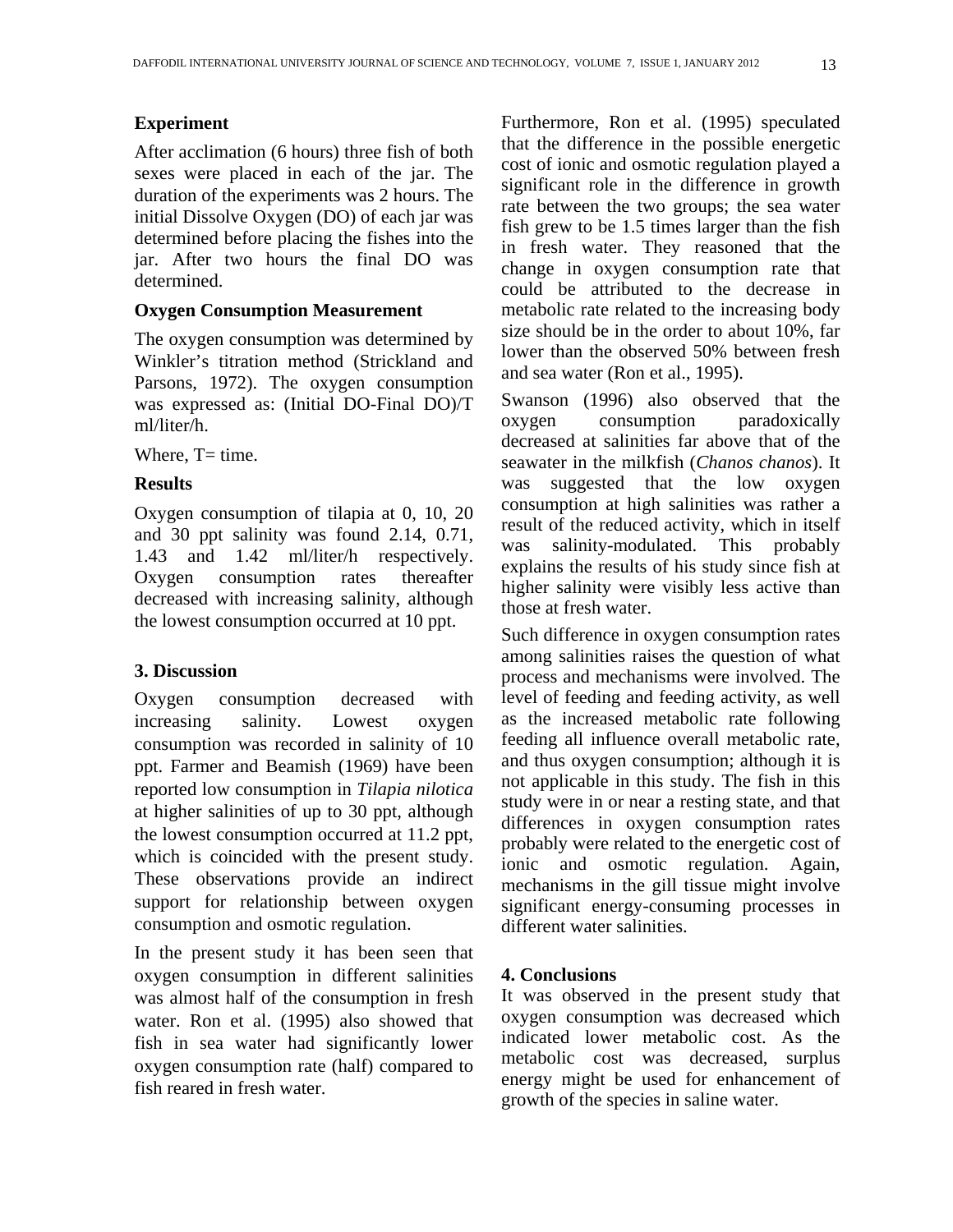### Experiment

After acclimation (6 hours) three fish of both sexes were placed in each of the jar. The duration of the experiments was 2 hours. The initial Dissolve Oxygen (DO) of each jar was determined before placing the fishes into the jar. After two hours the final DO was determined.

### Oxygen Consumption Measurement

The oxygen consumption was determined by Winkler's titration method (Strickland and Parsons, 1972). The oxygen consumption was expressed as: (Initial DO-Final DO)/T ml/liter/h.

Where, T= time.

### Results

Oxygen consumption of tilapia at 0, 10, 20 and 30 ppt salinity was found 2.14, 0.71, 1.43 and 1.42 ml/liter/h respectively. Oxygen consumption rates thereafter decreased with increasing salinity, although the lowest consumption occurred at 10 ppt.

## 3. Discussion

Oxygen consumption decreased with increasing salinity. Lowest oxygen consumption was recorded in salinity of 10 ppt. Farmer and Beamish (1969) have been reported low consumption in *Tilapia nilotica* at higher salinities of up to 30 ppt, although the lowest consumption occurred at 11.2 ppt, which is coincided with the present study. These observations provide an indirect support for relationship between oxygen consumption and osmotic regulation.

In the present study it has been seen that oxygen consumption in different salinities was almost half of the consumption in fresh water. Ron et al. (1995) also showed that fish in sea water had significantly lower oxygen consumption rate (half) compared to fish reared in fresh water.

Furthermore, Ron et al. (1995) speculated that the difference in the possible energetic cost of ionic and osmotic regulation played a significant role in the difference in growth rate between the two groups; the sea water fish grew to be 1.5 times larger than the fish in fresh water. They reasoned that the change in oxygen consumption rate that could be attributed to the decrease in metabolic rate related to the increasing body size should be in the order to about 10%, far lower than the observed 50% between fresh and sea water (Ron et al., 1995).

Swanson (1996) also observed that the oxygen consumption paradoxically decreased at salinities far above that of the seawater in the milkfish (*Chanos chanos*). It was suggested that the low oxygen consumption at high salinities was rather a result of the reduced activity, which in itself was salinity-modulated. This probably explains the results of his study since fish at higher salinity were visibly less active than those at fresh water.

Such difference in oxygen consumption rates among salinities raises the question of what process and mechanisms were involved. The level of feeding and feeding activity, as well as the increased metabolic rate following feeding all influence overall metabolic rate, and thus oxygen consumption; although it is not applicable in this study. The fish in this study were in or near a resting state, and that differences in oxygen consumption rates probably were related to the energetic cost of ionic and osmotic regulation. Again, mechanisms in the gill tissue might involve significant energy-consuming processes in different water salinities.

## 4. Conclusions

It was observed in the present study that oxygen consumption was decreased which indicated lower metabolic cost. As the metabolic cost was decreased, surplus energy might be used for enhancement of growth of the species in saline water.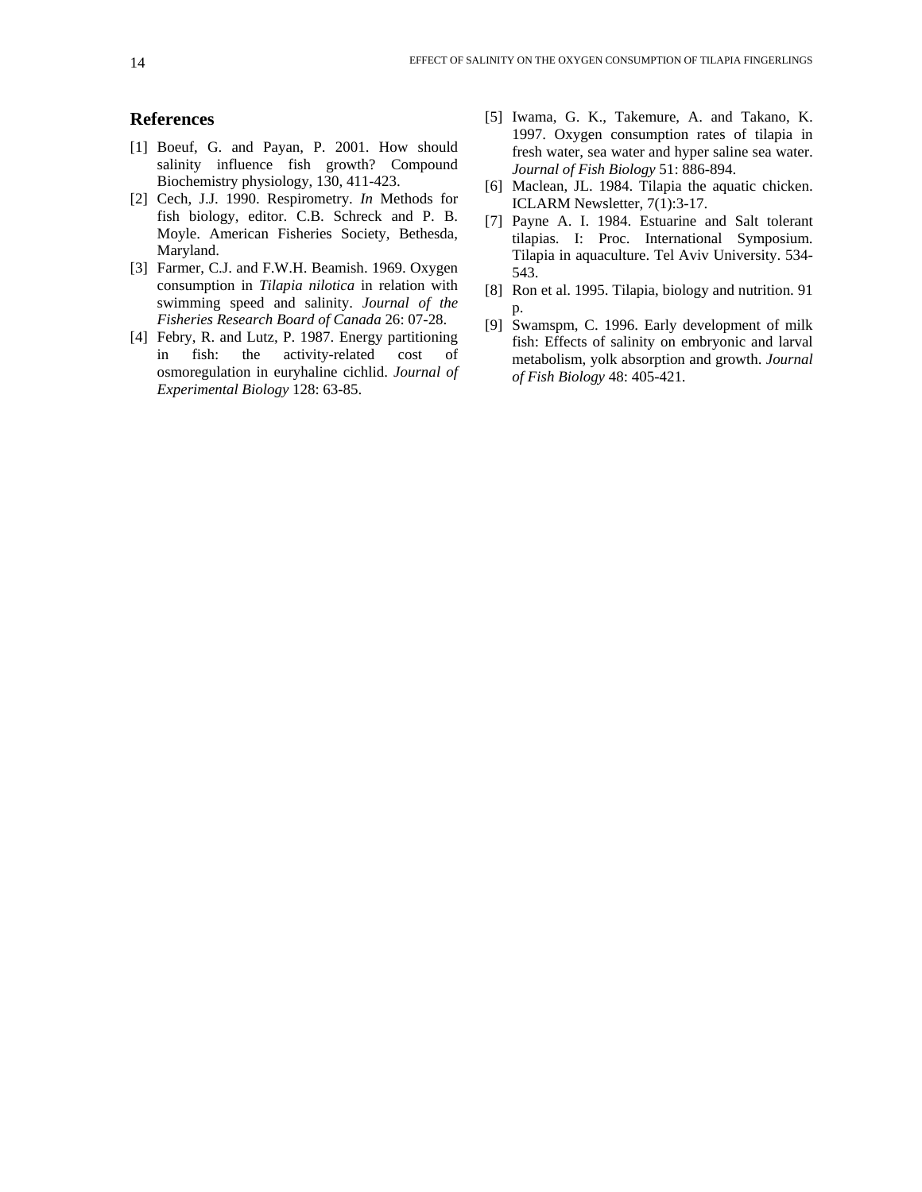## References

[1] Boeuf, G. and Payan, P. 2001. How should salinity influence fish growth? Compound Biochemistry physiology, 130, 411-423.

[2] Cech, J.J. 1990. Respirometry. *In* Methods for fish biology, editor. C.B. Schreck and P. B. Moyle. American Fisheries Society, Bethesda, Maryland.

[3] Farmer, C.J. and F.W.H. Beamish. 1969. Oxygen consumption in *Tilapia nilotica* in relation with swimming speed and salinity. *Journal of the Fisheries Research Board of Canada* 26: 07-28.

[4] Febry, R. and Lutz, P. 1987. Energy partitioning in fish: the activity-related cost of osmoregulation in euryhaline cichlid. *Journal of Experimental Biology* 128: 63-85.

[5] Iwama, G. K., Takemure, A. and Takano, K. 1997. Oxygen consumption rates of tilapia in fresh water, sea water and hyper saline sea water. *Journal of Fish Biology* 51: 886-894.

[6] Maclean, JL. 1984. Tilapia the aquatic chicken. ICLARM Newsletter, 7(1):3-17.

[7] Payne A. I. 1984. Estuarine and Salt tolerant tilapias. I: Proc. International Symposium. Tilapia in aquaculture. Tel Aviv University. 534-543.

[8] Ron et al. 1995. Tilapia, biology and nutrition. 91 p.

[9] Swamspm, C. 1996. Early development of milk fish: Effects of salinity on embryonic and larval metabolism, yolk absorption and growth. *Journal of Fish Biology* 48: 405-421.